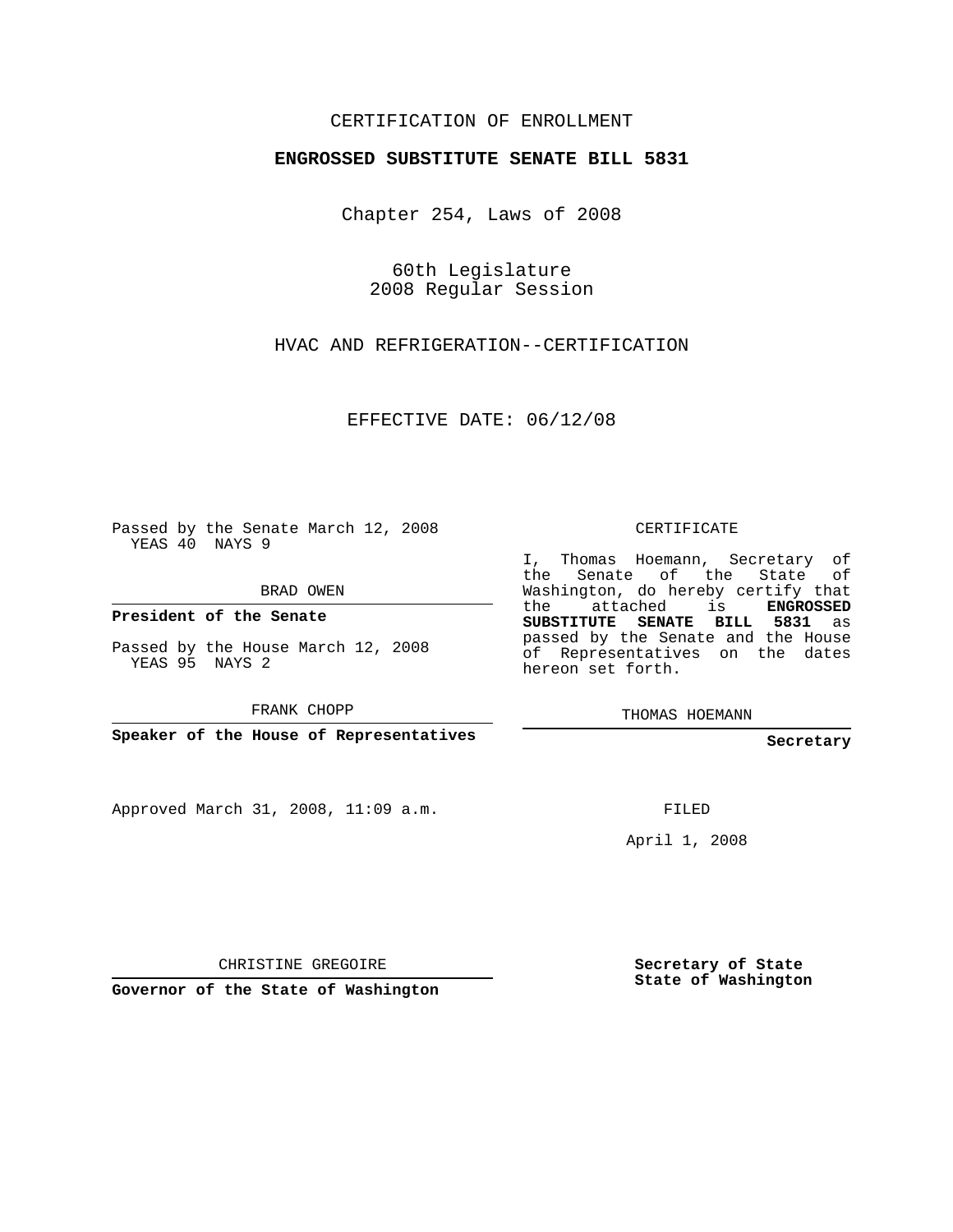CERTIFICATION OF ENROLLMENT

**ENGROSSED SUBSTITUTE SENATE BILL 5831**

Chapter 254, Laws of 2008

60th Legislature
2008 Regular Session

HVAC AND REFRIGERATION--CERTIFICATION

EFFECTIVE DATE: 06/12/08

Passed by the Senate March 12, 2008
YEAS 40 NAYS 9

BRAD OWEN

**President of the Senate**

Passed by the House March 12, 2008
YEAS 95 NAYS 2

FRANK CHOPP

**Speaker of the House of Representatives**

CERTIFICATE

I, Thomas Hoemann, Secretary of the Senate of the State of Washington, do hereby certify that the attached is **ENGROSSED SUBSTITUTE SENATE BILL 5831** as passed by the Senate and the House of Representatives on the dates hereon set forth.

THOMAS HOEMANN

**Secretary**

Approved March 31, 2008, 11:09 a.m.

FILED

April 1, 2008

CHRISTINE GREGOIRE

**Governor of the State of Washington**

**Secretary of State**
**State of Washington**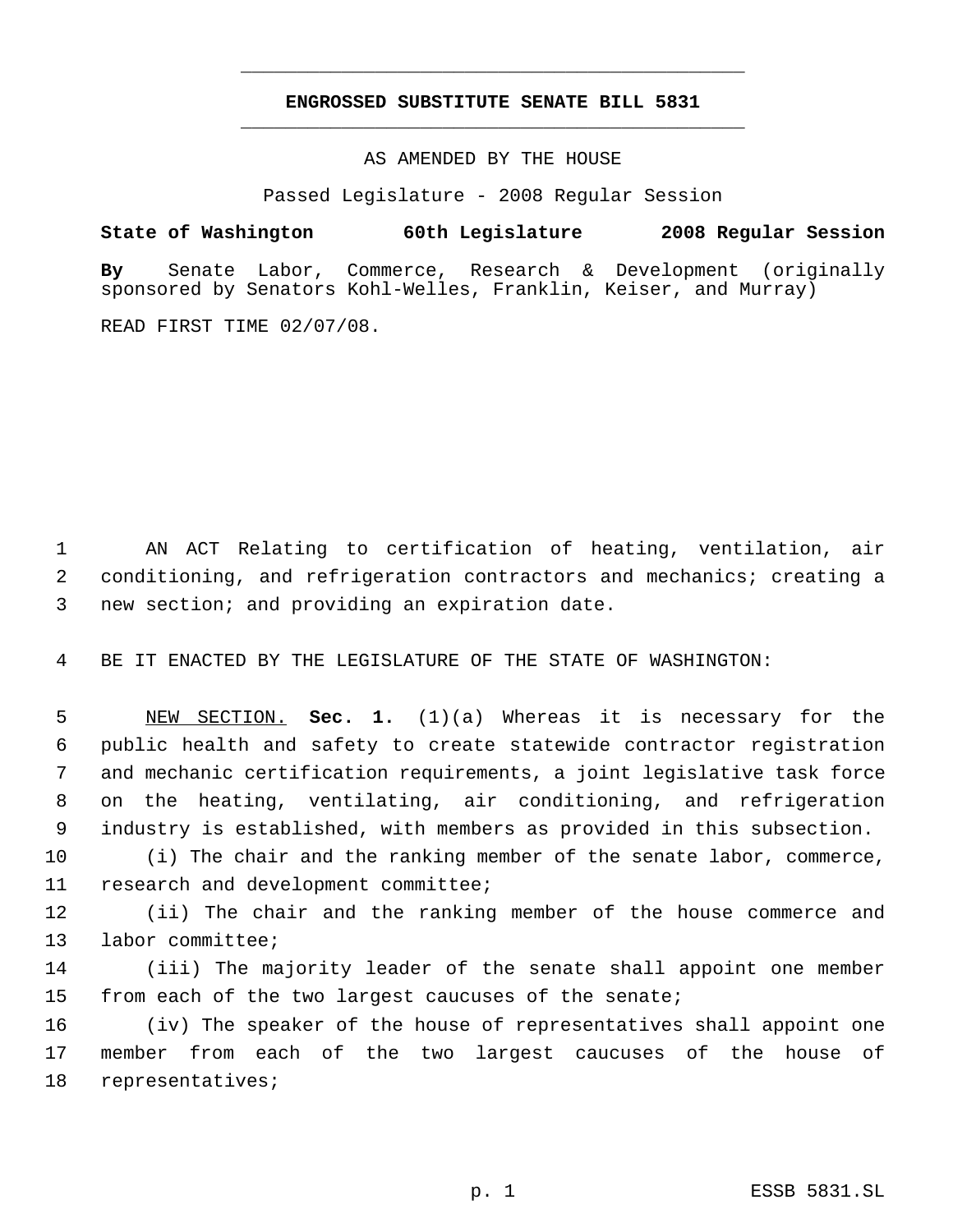# ENGROSSED SUBSTITUTE SENATE BILL 5831

AS AMENDED BY THE HOUSE

Passed Legislature - 2008 Regular Session

**State of Washington 60th Legislature 2008 Regular Session**

**By** Senate Labor, Commerce, Research & Development (originally sponsored by Senators Kohl-Welles, Franklin, Keiser, and Murray)

READ FIRST TIME 02/07/08.

AN ACT Relating to certification of heating, ventilation, air conditioning, and refrigeration contractors and mechanics; creating a new section; and providing an expiration date.

BE IT ENACTED BY THE LEGISLATURE OF THE STATE OF WASHINGTON:

NEW SECTION. **Sec. 1.** (1)(a) Whereas it is necessary for the public health and safety to create statewide contractor registration and mechanic certification requirements, a joint legislative task force on the heating, ventilating, air conditioning, and refrigeration industry is established, with members as provided in this subsection.

(i) The chair and the ranking member of the senate labor, commerce, research and development committee;

(ii) The chair and the ranking member of the house commerce and labor committee;

(iii) The majority leader of the senate shall appoint one member from each of the two largest caucuses of the senate;

(iv) The speaker of the house of representatives shall appoint one member from each of the two largest caucuses of the house of representatives;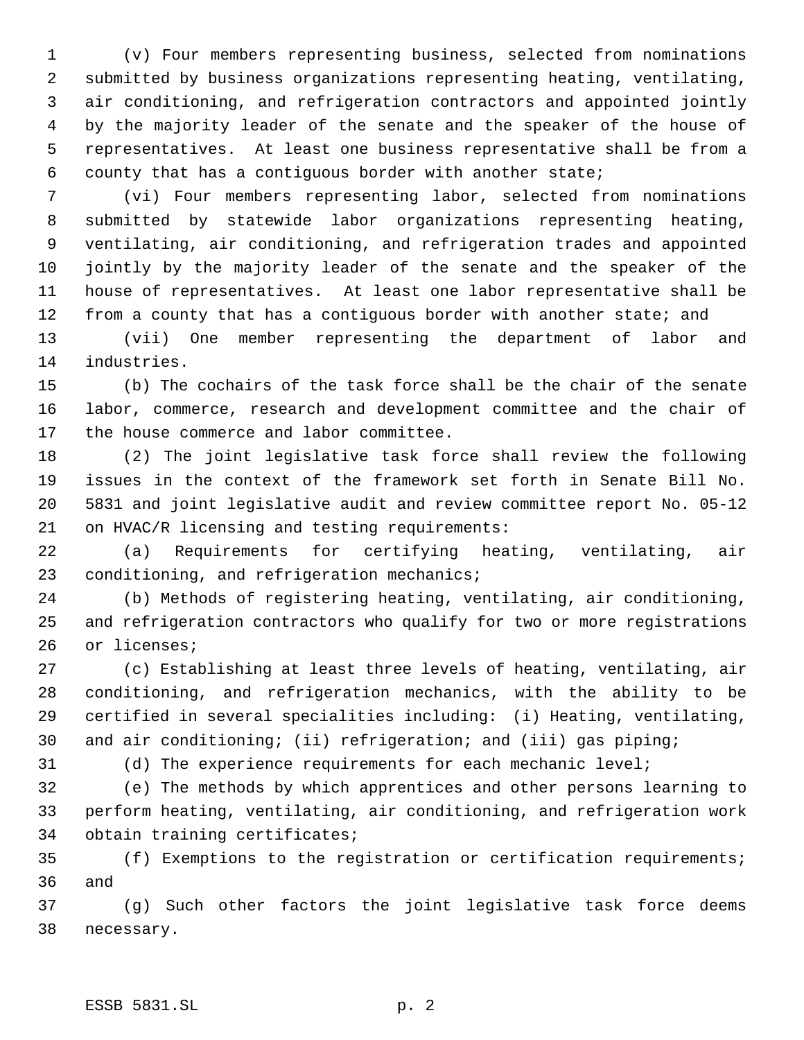(v) Four members representing business, selected from nominations submitted by business organizations representing heating, ventilating, air conditioning, and refrigeration contractors and appointed jointly by the majority leader of the senate and the speaker of the house of representatives. At least one business representative shall be from a county that has a contiguous border with another state;

(vi) Four members representing labor, selected from nominations submitted by statewide labor organizations representing heating, ventilating, air conditioning, and refrigeration trades and appointed jointly by the majority leader of the senate and the speaker of the house of representatives. At least one labor representative shall be from a county that has a contiguous border with another state; and

(vii) One member representing the department of labor and industries.

(b) The cochairs of the task force shall be the chair of the senate labor, commerce, research and development committee and the chair of the house commerce and labor committee.

(2) The joint legislative task force shall review the following issues in the context of the framework set forth in Senate Bill No. 5831 and joint legislative audit and review committee report No. 05-12 on HVAC/R licensing and testing requirements:

(a) Requirements for certifying heating, ventilating, air conditioning, and refrigeration mechanics;

(b) Methods of registering heating, ventilating, air conditioning, and refrigeration contractors who qualify for two or more registrations or licenses;

(c) Establishing at least three levels of heating, ventilating, air conditioning, and refrigeration mechanics, with the ability to be certified in several specialities including: (i) Heating, ventilating, and air conditioning; (ii) refrigeration; and (iii) gas piping;

(d) The experience requirements for each mechanic level;

(e) The methods by which apprentices and other persons learning to perform heating, ventilating, air conditioning, and refrigeration work obtain training certificates;

(f) Exemptions to the registration or certification requirements; and

(g) Such other factors the joint legislative task force deems necessary.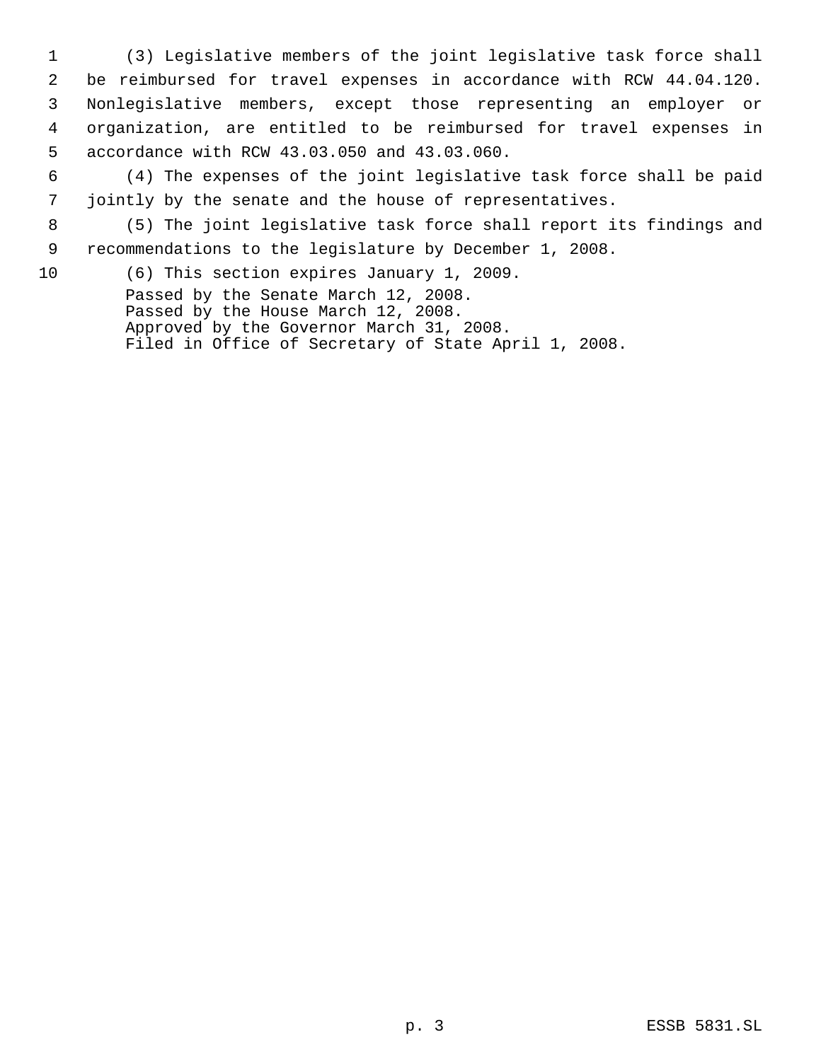(3) Legislative members of the joint legislative task force shall be reimbursed for travel expenses in accordance with RCW 44.04.120. Nonlegislative members, except those representing an employer or organization, are entitled to be reimbursed for travel expenses in accordance with RCW 43.03.050 and 43.03.060.

(4) The expenses of the joint legislative task force shall be paid jointly by the senate and the house of representatives.

(5) The joint legislative task force shall report its findings and recommendations to the legislature by December 1, 2008.

(6) This section expires January 1, 2009.

Passed by the Senate March 12, 2008.
Passed by the House March 12, 2008.
Approved by the Governor March 31, 2008.
Filed in Office of Secretary of State April 1, 2008.